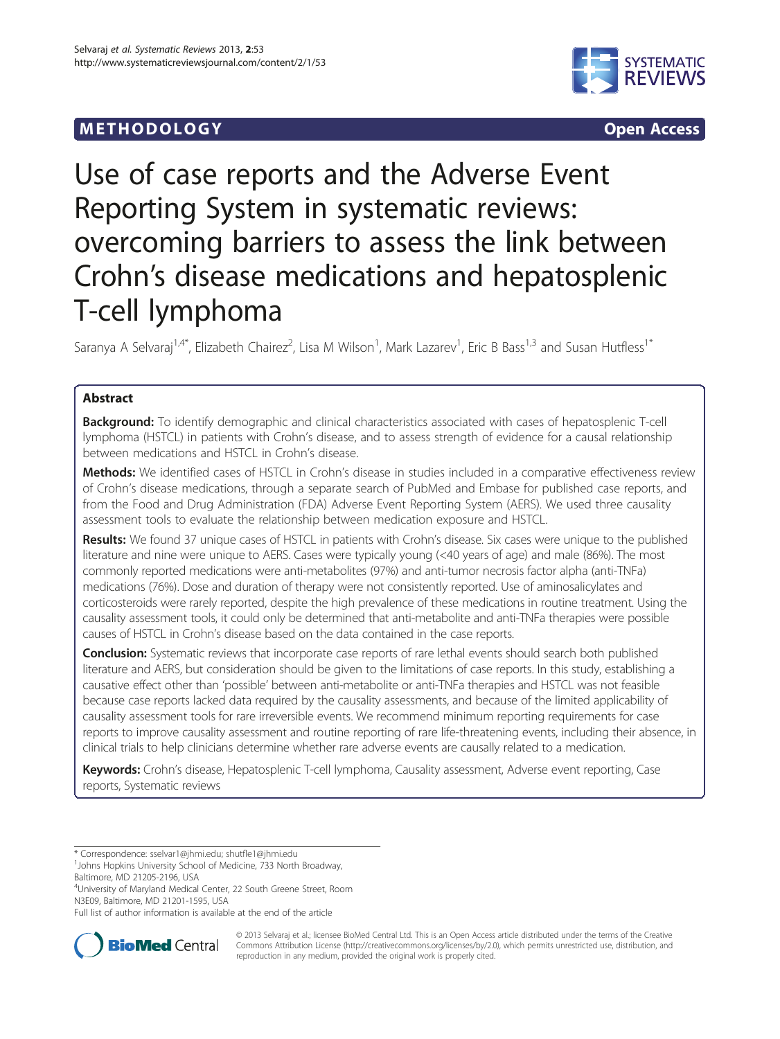**METHODOLOGY** **Open Access**

# Use of case reports and the Adverse Event Reporting System in systematic reviews: overcoming barriers to assess the link between Crohn's disease medications and hepatosplenic T-cell lymphoma

Saranya A Selvaraj[1,4*], Elizabeth Chairez[2], Lisa M Wilson[1], Mark Lazarev[1], Eric B Bass[1,3] and Susan Hutfless[1*]

## Abstract

**Background:** To identify demographic and clinical characteristics associated with cases of hepatosplenic T-cell lymphoma (HSTCL) in patients with Crohn's disease, and to assess strength of evidence for a causal relationship between medications and HSTCL in Crohn's disease.

**Methods:** We identified cases of HSTCL in Crohn's disease in studies included in a comparative effectiveness review of Crohn's disease medications, through a separate search of PubMed and Embase for published case reports, and from the Food and Drug Administration (FDA) Adverse Event Reporting System (AERS). We used three causality assessment tools to evaluate the relationship between medication exposure and HSTCL.

**Results:** We found 37 unique cases of HSTCL in patients with Crohn's disease. Six cases were unique to the published literature and nine were unique to AERS. Cases were typically young (<40 years of age) and male (86%). The most commonly reported medications were anti-metabolites (97%) and anti-tumor necrosis factor alpha (anti-TNFa) medications (76%). Dose and duration of therapy were not consistently reported. Use of aminosalicylates and corticosteroids were rarely reported, despite the high prevalence of these medications in routine treatment. Using the causality assessment tools, it could only be determined that anti-metabolite and anti-TNFa therapies were possible causes of HSTCL in Crohn's disease based on the data contained in the case reports.

**Conclusion:** Systematic reviews that incorporate case reports of rare lethal events should search both published literature and AERS, but consideration should be given to the limitations of case reports. In this study, establishing a causative effect other than 'possible' between anti-metabolite or anti-TNFa therapies and HSTCL was not feasible because case reports lacked data required by the causality assessments, and because of the limited applicability of causality assessment tools for rare irreversible events. We recommend minimum reporting requirements for case reports to improve causality assessment and routine reporting of rare life-threatening events, including their absence, in clinical trials to help clinicians determine whether rare adverse events are causally related to a medication.

**Keywords:** Crohn's disease, Hepatosplenic T-cell lymphoma, Causality assessment, Adverse event reporting, Case reports, Systematic reviews

---

* Correspondence: sselvar1@jhmi.edu; shutfle1@jhmi.edu
[1]Johns Hopkins University School of Medicine, 733 North Broadway, Baltimore, MD 21205-2196, USA
[4]University of Maryland Medical Center, 22 South Greene Street, Room N3E09, Baltimore, MD 21201-1595, USA
Full list of author information is available at the end of the article

© 2013 Selvaraj et al.; licensee BioMed Central Ltd. This is an Open Access article distributed under the terms of the Creative Commons Attribution License (http://creativecommons.org/licenses/by/2.0), which permits unrestricted use, distribution, and reproduction in any medium, provided the original work is properly cited.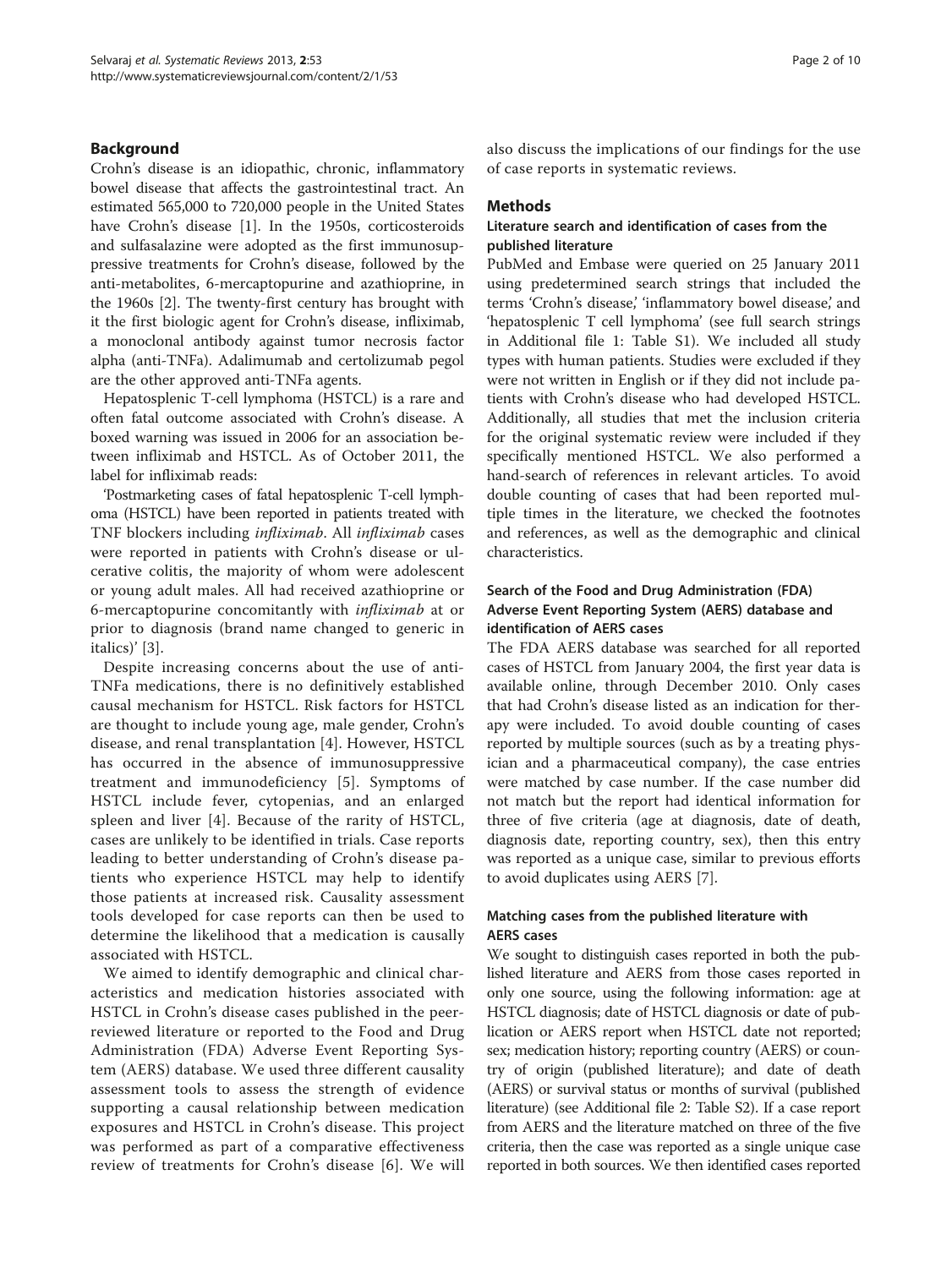## Background

Crohn's disease is an idiopathic, chronic, inflammatory bowel disease that affects the gastrointestinal tract. An estimated 565,000 to 720,000 people in the United States have Crohn's disease [1]. In the 1950s, corticosteroids and sulfasalazine were adopted as the first immunosuppressive treatments for Crohn's disease, followed by the anti-metabolites, 6-mercaptopurine and azathioprine, in the 1960s [2]. The twenty-first century has brought with it the first biologic agent for Crohn's disease, infliximab, a monoclonal antibody against tumor necrosis factor alpha (anti-TNFa). Adalimumab and certolizumab pegol are the other approved anti-TNFa agents.

Hepatosplenic T-cell lymphoma (HSTCL) is a rare and often fatal outcome associated with Crohn's disease. A boxed warning was issued in 2006 for an association between infliximab and HSTCL. As of October 2011, the label for infliximab reads:

'Postmarketing cases of fatal hepatosplenic T-cell lymphoma (HSTCL) have been reported in patients treated with TNF blockers including *infliximab*. All *infliximab* cases were reported in patients with Crohn's disease or ulcerative colitis, the majority of whom were adolescent or young adult males. All had received azathioprine or 6-mercaptopurine concomitantly with *infliximab* at or prior to diagnosis (brand name changed to generic in italics)' [3].

Despite increasing concerns about the use of anti-TNFa medications, there is no definitively established causal mechanism for HSTCL. Risk factors for HSTCL are thought to include young age, male gender, Crohn's disease, and renal transplantation [4]. However, HSTCL has occurred in the absence of immunosuppressive treatment and immunodeficiency [5]. Symptoms of HSTCL include fever, cytopenias, and an enlarged spleen and liver [4]. Because of the rarity of HSTCL, cases are unlikely to be identified in trials. Case reports leading to better understanding of Crohn's disease patients who experience HSTCL may help to identify those patients at increased risk. Causality assessment tools developed for case reports can then be used to determine the likelihood that a medication is causally associated with HSTCL.

We aimed to identify demographic and clinical characteristics and medication histories associated with HSTCL in Crohn's disease cases published in the peer-reviewed literature or reported to the Food and Drug Administration (FDA) Adverse Event Reporting System (AERS) database. We used three different causality assessment tools to assess the strength of evidence supporting a causal relationship between medication exposures and HSTCL in Crohn's disease. This project was performed as part of a comparative effectiveness review of treatments for Crohn's disease [6]. We will also discuss the implications of our findings for the use of case reports in systematic reviews.

## Methods

### Literature search and identification of cases from the published literature

PubMed and Embase were queried on 25 January 2011 using predetermined search strings that included the terms 'Crohn's disease,' 'inflammatory bowel disease,' and 'hepatosplenic T cell lymphoma' (see full search strings in Additional file 1: Table S1). We included all study types with human patients. Studies were excluded if they were not written in English or if they did not include patients with Crohn's disease who had developed HSTCL. Additionally, all studies that met the inclusion criteria for the original systematic review were included if they specifically mentioned HSTCL. We also performed a hand-search of references in relevant articles. To avoid double counting of cases that had been reported multiple times in the literature, we checked the footnotes and references, as well as the demographic and clinical characteristics.

### Search of the Food and Drug Administration (FDA) Adverse Event Reporting System (AERS) database and identification of AERS cases

The FDA AERS database was searched for all reported cases of HSTCL from January 2004, the first year data is available online, through December 2010. Only cases that had Crohn's disease listed as an indication for therapy were included. To avoid double counting of cases reported by multiple sources (such as by a treating physician and a pharmaceutical company), the case entries were matched by case number. If the case number did not match but the report had identical information for three of five criteria (age at diagnosis, date of death, diagnosis date, reporting country, sex), then this entry was reported as a unique case, similar to previous efforts to avoid duplicates using AERS [7].

### Matching cases from the published literature with AERS cases

We sought to distinguish cases reported in both the published literature and AERS from those cases reported in only one source, using the following information: age at HSTCL diagnosis; date of HSTCL diagnosis or date of publication or AERS report when HSTCL date not reported; sex; medication history; reporting country (AERS) or country of origin (published literature); and date of death (AERS) or survival status or months of survival (published literature) (see Additional file 2: Table S2). If a case report from AERS and the literature matched on three of the five criteria, then the case was reported as a single unique case reported in both sources. We then identified cases reported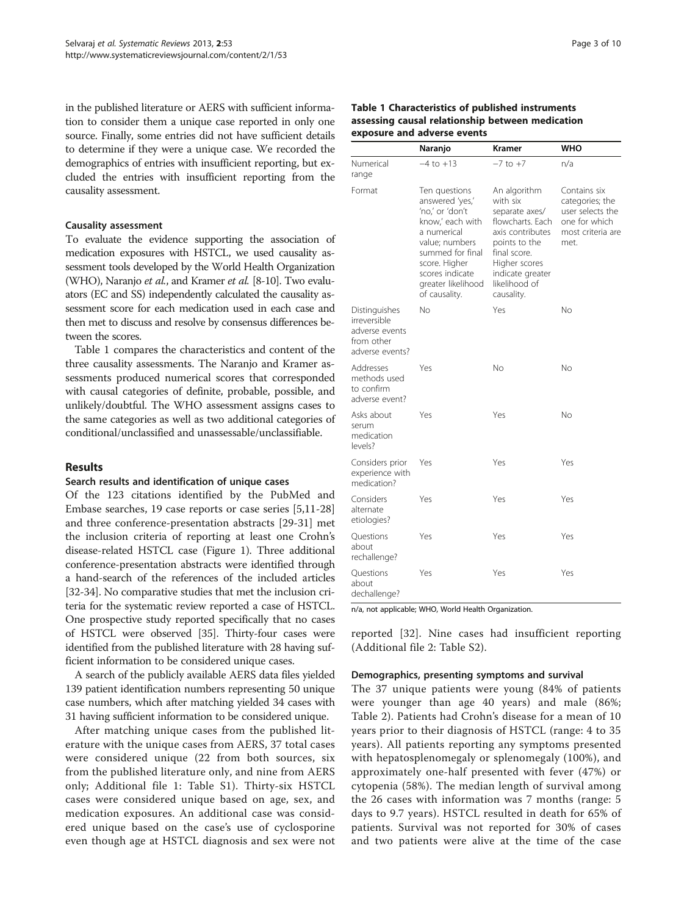in the published literature or AERS with sufficient information to consider them a unique case reported in only one source. Finally, some entries did not have sufficient details to determine if they were a unique case. We recorded the demographics of entries with insufficient reporting, but excluded the entries with insufficient reporting from the causality assessment.

### Causality assessment

To evaluate the evidence supporting the association of medication exposures with HSTCL, we used causality assessment tools developed by the World Health Organization (WHO), Naranjo *et al.*, and Kramer *et al.* [8-10]. Two evaluators (EC and SS) independently calculated the causality assessment score for each medication used in each case and then met to discuss and resolve by consensus differences between the scores.

Table 1 compares the characteristics and content of the three causality assessments. The Naranjo and Kramer assessments produced numerical scores that corresponded with causal categories of definite, probable, possible, and unlikely/doubtful. The WHO assessment assigns cases to the same categories as well as two additional categories of conditional/unclassified and unassessable/unclassifiable.

## Results

### Search results and identification of unique cases

Of the 123 citations identified by the PubMed and Embase searches, 19 case reports or case series [5,11-28] and three conference-presentation abstracts [29-31] met the inclusion criteria of reporting at least one Crohn's disease-related HSTCL case (Figure 1). Three additional conference-presentation abstracts were identified through a hand-search of the references of the included articles [32-34]. No comparative studies that met the inclusion criteria for the systematic review reported a case of HSTCL. One prospective study reported specifically that no cases of HSTCL were observed [35]. Thirty-four cases were identified from the published literature with 28 having sufficient information to be considered unique cases.

A search of the publicly available AERS data files yielded 139 patient identification numbers representing 50 unique case numbers, which after matching yielded 34 cases with 31 having sufficient information to be considered unique.

After matching unique cases from the published literature with the unique cases from AERS, 37 total cases were considered unique (22 from both sources, six from the published literature only, and nine from AERS only; Additional file 1: Table S1). Thirty-six HSTCL cases were considered unique based on age, sex, and medication exposures. An additional case was considered unique based on the case's use of cyclosporine even though age at HSTCL diagnosis and sex were not reported [32]. Nine cases had insufficient reporting (Additional file 2: Table S2).

**Table 1 Characteristics of published instruments assessing causal relationship between medication exposure and adverse events**

| | Naranjo | Kramer | WHO |
|---|---|---|---|
| Numerical range | −4 to +13 | −7 to +7 | n/a |
| Format | Ten questions answered 'yes,' 'no,' or 'don't know,' each with a numerical value; numbers summed for final score. Higher scores indicate greater likelihood of causality. | An algorithm with six separate axes/ flowcharts. Each axis contributes points to the final score. Higher scores indicate greater likelihood of causality. | Contains six categories; the user selects the one for which most criteria are met. |
| Distinguishes irreversible adverse events from other adverse events? | No | Yes | No |
| Addresses methods used to confirm adverse event? | Yes | No | No |
| Asks about serum medication levels? | Yes | Yes | No |
| Considers prior experience with medication? | Yes | Yes | Yes |
| Considers alternate etiologies? | Yes | Yes | Yes |
| Questions about rechallenge? | Yes | Yes | Yes |
| Questions about dechallenge? | Yes | Yes | Yes |

n/a, not applicable; WHO, World Health Organization.

### Demographics, presenting symptoms and survival

The 37 unique patients were young (84% of patients were younger than age 40 years) and male (86%; Table 2). Patients had Crohn's disease for a mean of 10 years prior to their diagnosis of HSTCL (range: 4 to 35 years). All patients reporting any symptoms presented with hepatosplenomegaly or splenomegaly (100%), and approximately one-half presented with fever (47%) or cytopenia (58%). The median length of survival among the 26 cases with information was 7 months (range: 5 days to 9.7 years). HSTCL resulted in death for 65% of patients. Survival was not reported for 30% of cases and two patients were alive at the time of the case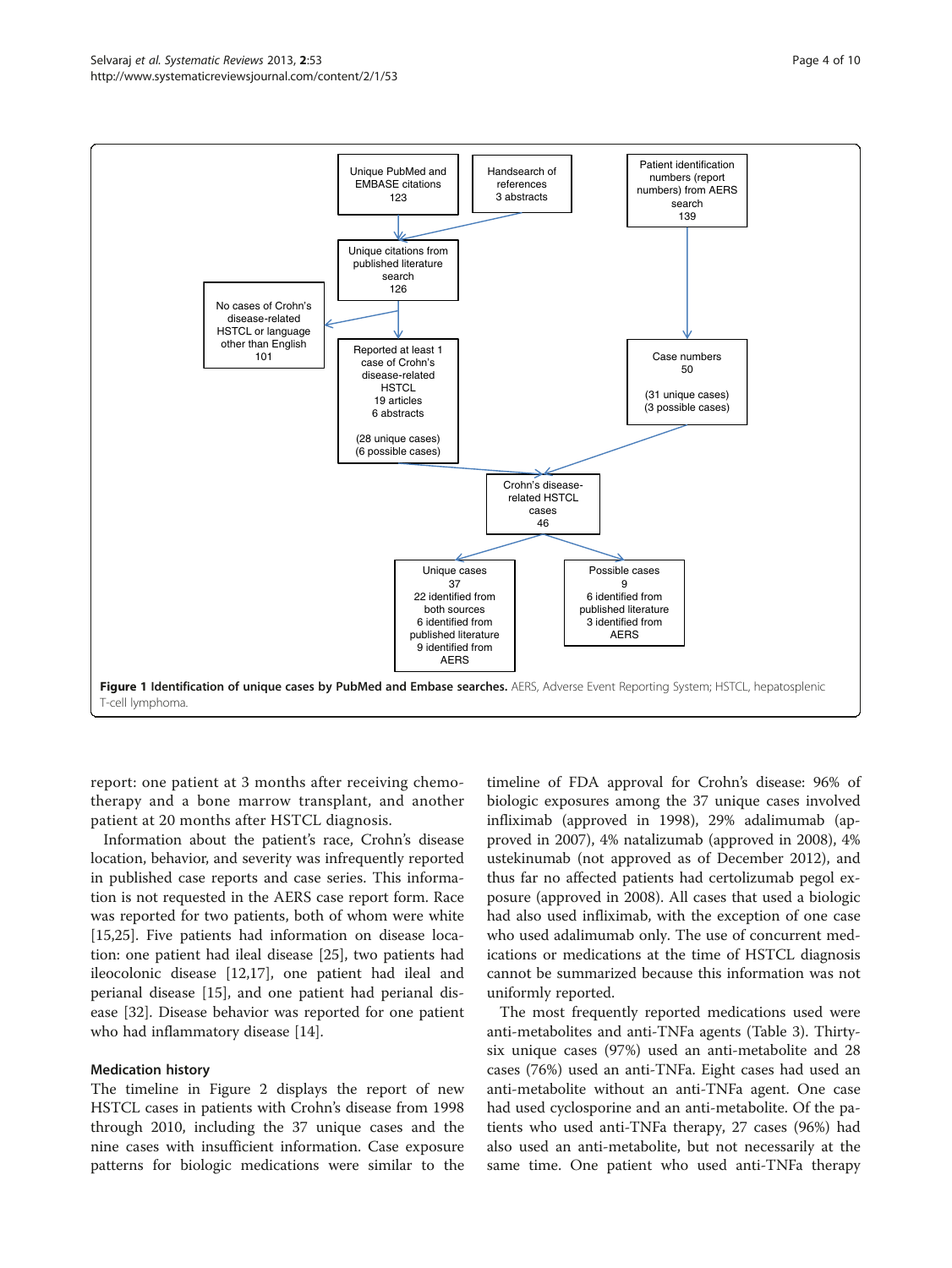Unique PubMed and EMBASE citations 123

Handsearch of references 3 abstracts

Patient identification numbers (report numbers) from AERS search 139

Unique citations from published literature search 126

No cases of Crohn's disease-related HSTCL or language other than English 101

Reported at least 1 case of Crohn's disease-related HSTCL 19 articles 6 abstracts (28 unique cases) (6 possible cases)

Case numbers 50 (31 unique cases) (3 possible cases)

Crohn's disease-related HSTCL cases 46

Unique cases 37 22 identified from both sources 6 identified from published literature 9 identified from AERS

Possible cases 9 6 identified from published literature 3 identified from AERS

**Figure 1 Identification of unique cases by PubMed and Embase searches.** AERS, Adverse Event Reporting System; HSTCL, hepatosplenic T-cell lymphoma.

report: one patient at 3 months after receiving chemotherapy and a bone marrow transplant, and another patient at 20 months after HSTCL diagnosis.

Information about the patient's race, Crohn's disease location, behavior, and severity was infrequently reported in published case reports and case series. This information is not requested in the AERS case report form. Race was reported for two patients, both of whom were white [15,25]. Five patients had information on disease location: one patient had ileal disease [25], two patients had ileocolonic disease [12,17], one patient had ileal and perianal disease [15], and one patient had perianal disease [32]. Disease behavior was reported for one patient who had inflammatory disease [14].

## Medication history

The timeline in Figure 2 displays the report of new HSTCL cases in patients with Crohn's disease from 1998 through 2010, including the 37 unique cases and the nine cases with insufficient information. Case exposure patterns for biologic medications were similar to the timeline of FDA approval for Crohn's disease: 96% of biologic exposures among the 37 unique cases involved infliximab (approved in 1998), 29% adalimumab (approved in 2007), 4% natalizumab (approved in 2008), 4% ustekinumab (not approved as of December 2012), and thus far no affected patients had certolizumab pegol exposure (approved in 2008). All cases that used a biologic had also used infliximab, with the exception of one case who used adalimumab only. The use of concurrent medications or medications at the time of HSTCL diagnosis cannot be summarized because this information was not uniformly reported.

The most frequently reported medications used were anti-metabolites and anti-TNFa agents (Table 3). Thirty-six unique cases (97%) used an anti-metabolite and 28 cases (76%) used an anti-TNFa. Eight cases had used an anti-metabolite without an anti-TNFa agent. One case had used cyclosporine and an anti-metabolite. Of the patients who used anti-TNFa therapy, 27 cases (96%) had also used an anti-metabolite, but not necessarily at the same time. One patient who used anti-TNFa therapy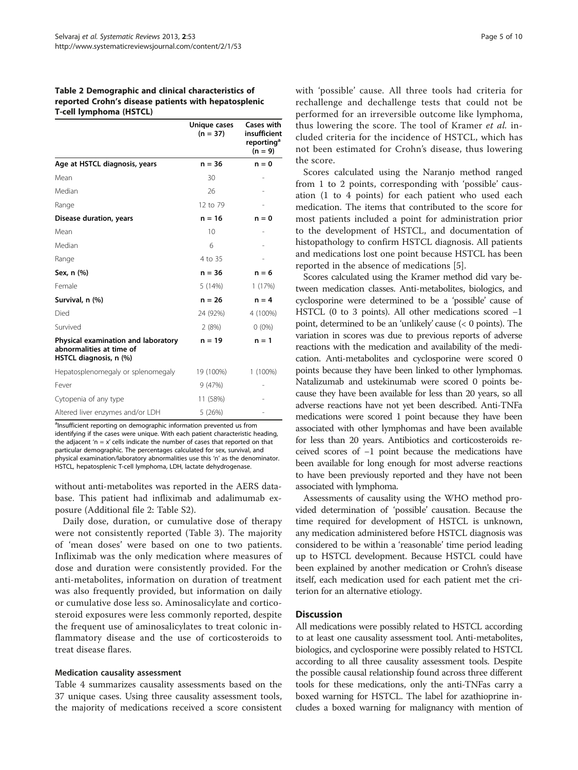**Table 2 Demographic and clinical characteristics of reported Crohn's disease patients with hepatosplenic T-cell lymphoma (HSTCL)**

| | Unique cases (n = 37) | Cases with insufficient reporting[a] (n = 9) |
|---|---|---|
| **Age at HSTCL diagnosis, years** | **n = 36** | **n = 0** |
| Mean | 30 | - |
| Median | 26 | - |
| Range | 12 to 79 | - |
| **Disease duration, years** | **n = 16** | **n = 0** |
| Mean | 10 | - |
| Median | 6 | - |
| Range | 4 to 35 | - |
| **Sex, n (%)** | **n = 36** | **n = 6** |
| Female | 5 (14%) | 1 (17%) |
| **Survival, n (%)** | **n = 26** | **n = 4** |
| Died | 24 (92%) | 4 (100%) |
| Survived | 2 (8%) | 0 (0%) |
| **Physical examination and laboratory abnormalities at time of HSTCL diagnosis, n (%)** | **n = 19** | **n = 1** |
| Hepatosplenomegaly or splenomegaly | 19 (100%) | 1 (100%) |
| Fever | 9 (47%) | - |
| Cytopenia of any type | 11 (58%) | - |
| Altered liver enzymes and/or LDH | 5 (26%) | - |

[a]Insufficient reporting on demographic information prevented us from identifying if the cases were unique. With each patient characteristic heading, the adjacent 'n = x' cells indicate the number of cases that reported on that particular demographic. The percentages calculated for sex, survival, and physical examination/laboratory abnormalities use this 'n' as the denominator. HSTCL, hepatosplenic T-cell lymphoma, LDH, lactate dehydrogenase.

without anti-metabolites was reported in the AERS database. This patient had infliximab and adalimumab exposure (Additional file 2: Table S2).

Daily dose, duration, or cumulative dose of therapy were not consistently reported (Table 3). The majority of 'mean doses' were based on one to two patients. Infliximab was the only medication where measures of dose and duration were consistently provided. For the anti-metabolites, information on duration of treatment was also frequently provided, but information on daily or cumulative dose less so. Aminosalicylate and corticosteroid exposures were less commonly reported, despite the frequent use of aminosalicylates to treat colonic inflammatory disease and the use of corticosteroids to treat disease flares.

### Medication causality assessment

Table 4 summarizes causality assessments based on the 37 unique cases. Using three causality assessment tools, the majority of medications received a score consistent with 'possible' cause. All three tools had criteria for rechallenge and dechallenge tests that could not be performed for an irreversible outcome like lymphoma, thus lowering the score. The tool of Kramer *et al.* included criteria for the incidence of HSTCL, which has not been estimated for Crohn's disease, thus lowering the score.

Scores calculated using the Naranjo method ranged from 1 to 2 points, corresponding with 'possible' causation (1 to 4 points) for each patient who used each medication. The items that contributed to the score for most patients included a point for administration prior to the development of HSTCL, and documentation of histopathology to confirm HSTCL diagnosis. All patients and medications lost one point because HSTCL has been reported in the absence of medications [5].

Scores calculated using the Kramer method did vary between medication classes. Anti-metabolites, biologics, and cyclosporine were determined to be a 'possible' cause of HSTCL (0 to 3 points). All other medications scored −1 point, determined to be an 'unlikely' cause (< 0 points). The variation in scores was due to previous reports of adverse reactions with the medication and availability of the medication. Anti-metabolites and cyclosporine were scored 0 points because they have been linked to other lymphomas. Natalizumab and ustekinumab were scored 0 points because they have been available for less than 20 years, so all adverse reactions have not yet been described. Anti-TNFa medications were scored 1 point because they have been associated with other lymphomas and have been available for less than 20 years. Antibiotics and corticosteroids received scores of −1 point because the medications have been available for long enough for most adverse reactions to have been previously reported and they have not been associated with lymphoma.

Assessments of causality using the WHO method provided determination of 'possible' causation. Because the time required for development of HSTCL is unknown, any medication administered before HSTCL diagnosis was considered to be within a 'reasonable' time period leading up to HSTCL development. Because HSTCL could have been explained by another medication or Crohn's disease itself, each medication used for each patient met the criterion for an alternative etiology.

## Discussion

All medications were possibly related to HSTCL according to at least one causality assessment tool. Anti-metabolites, biologics, and cyclosporine were possibly related to HSTCL according to all three causality assessment tools. Despite the possible causal relationship found across three different tools for these medications, only the anti-TNFas carry a boxed warning for HSTCL. The label for azathioprine includes a boxed warning for malignancy with mention of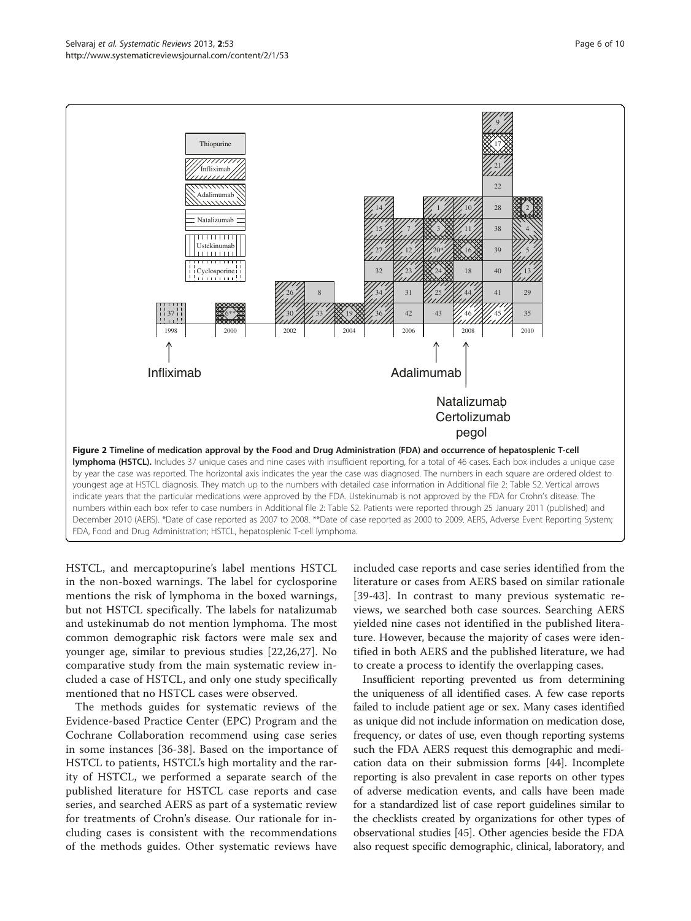**Figure 2 Timeline of medication approval by the Food and Drug Administration (FDA) and occurrence of hepatosplenic T-cell lymphoma (HSTCL).** Includes 37 unique cases and nine cases with insufficient reporting, for a total of 46 cases. Each box includes a unique case by year the case was reported. The horizontal axis indicates the year the case was diagnosed. The numbers in each square are ordered oldest to youngest age at HSTCL diagnosis. They match up to the numbers with detailed case information in Additional file 2: Table S2. Vertical arrows indicate years that the particular medications were approved by the FDA. Ustekinumab is not approved by the FDA for Crohn's disease. The numbers within each box refer to case numbers in Additional file 2: Table S2. Patients were reported through 25 January 2011 (published) and December 2010 (AERS). *Date of case reported as 2007 to 2008. **Date of case reported as 2000 to 2009. AERS, Adverse Event Reporting System; FDA, Food and Drug Administration; HSTCL, hepatosplenic T-cell lymphoma.

HSTCL, and mercaptopurine's label mentions HSTCL in the non-boxed warnings. The label for cyclosporine mentions the risk of lymphoma in the boxed warnings, but not HSTCL specifically. The labels for natalizumab and ustekinumab do not mention lymphoma. The most common demographic risk factors were male sex and younger age, similar to previous studies [22,26,27]. No comparative study from the main systematic review included a case of HSTCL, and only one study specifically mentioned that no HSTCL cases were observed.

The methods guides for systematic reviews of the Evidence-based Practice Center (EPC) Program and the Cochrane Collaboration recommend using case series in some instances [36-38]. Based on the importance of HSTCL to patients, HSTCL's high mortality and the rarity of HSTCL, we performed a separate search of the published literature for HSTCL case reports and case series, and searched AERS as part of a systematic review for treatments of Crohn's disease. Our rationale for including cases is consistent with the recommendations of the methods guides. Other systematic reviews have included case reports and case series identified from the literature or cases from AERS based on similar rationale [39-43]. In contrast to many previous systematic reviews, we searched both case sources. Searching AERS yielded nine cases not identified in the published literature. However, because the majority of cases were identified in both AERS and the published literature, we had to create a process to identify the overlapping cases.

Insufficient reporting prevented us from determining the uniqueness of all identified cases. A few case reports failed to include patient age or sex. Many cases identified as unique did not include information on medication dose, frequency, or dates of use, even though reporting systems such the FDA AERS request this demographic and medication data on their submission forms [44]. Incomplete reporting is also prevalent in case reports on other types of adverse medication events, and calls have been made for a standardized list of case report guidelines similar to the checklists created by organizations for other types of observational studies [45]. Other agencies beside the FDA also request specific demographic, clinical, laboratory, and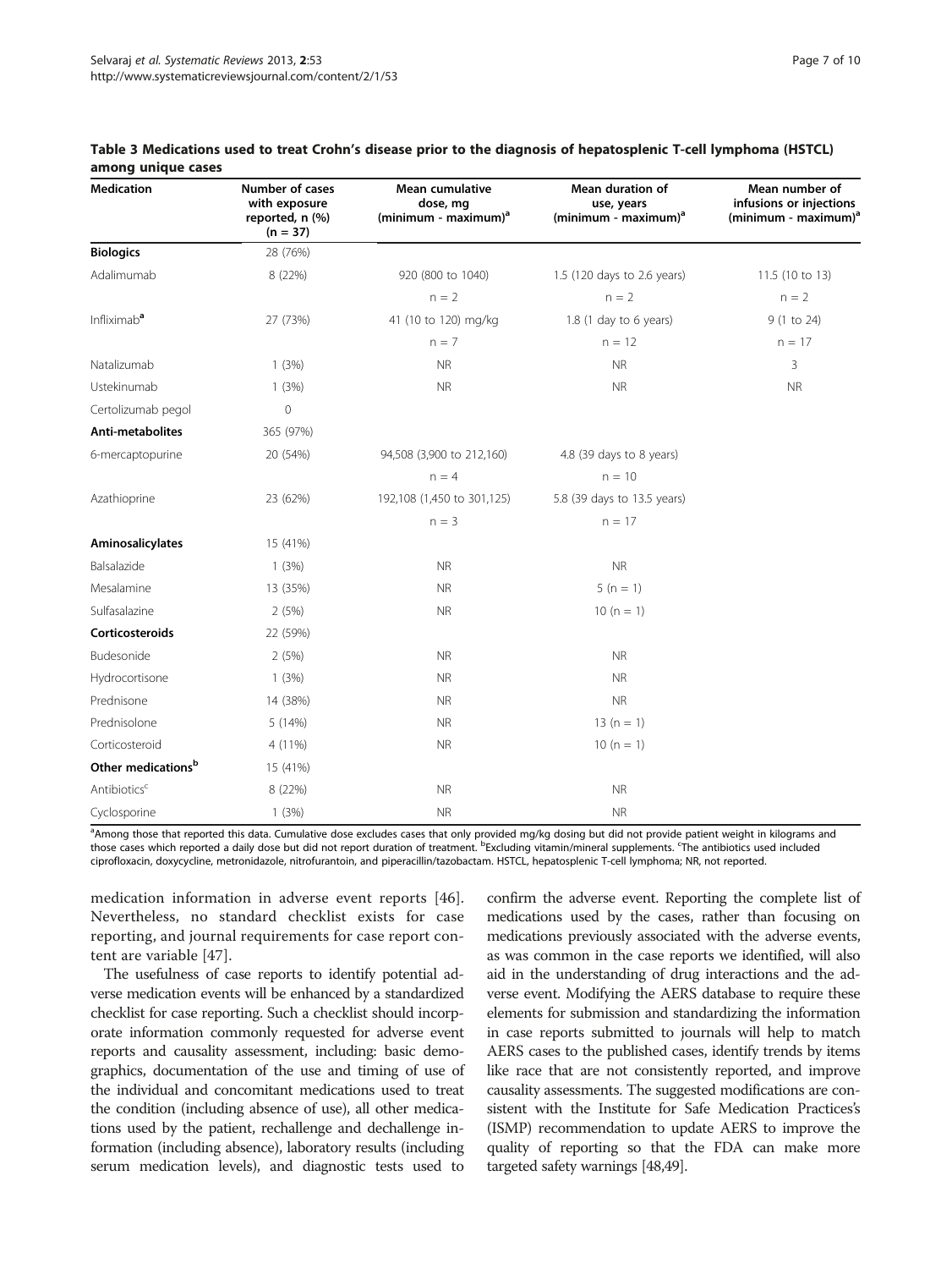**Table 3 Medications used to treat Crohn's disease prior to the diagnosis of hepatosplenic T-cell lymphoma (HSTCL) among unique cases**

| Medication | Number of cases with exposure reported, n (%) (n = 37) | Mean cumulative dose, mg (minimum - maximum)[a] | Mean duration of use, years (minimum - maximum)[a] | Mean number of infusions or injections (minimum - maximum)[a] |
|---|---|---|---|---|
| **Biologics** | 28 (76%) | | | |
| Adalimumab | 8 (22%) | 920 (800 to 1040) | 1.5 (120 days to 2.6 years) | 11.5 (10 to 13) |
| | | n = 2 | n = 2 | n = 2 |
| Infliximab[a] | 27 (73%) | 41 (10 to 120) mg/kg | 1.8 (1 day to 6 years) | 9 (1 to 24) |
| | | n = 7 | n = 12 | n = 17 |
| Natalizumab | 1 (3%) | NR | NR | 3 |
| Ustekinumab | 1 (3%) | NR | NR | NR |
| Certolizumab pegol | 0 | | | |
| **Anti-metabolites** | 365 (97%) | | | |
| 6-mercaptopurine | 20 (54%) | 94,508 (3,900 to 212,160) | 4.8 (39 days to 8 years) | |
| | | n = 4 | n = 10 | |
| Azathioprine | 23 (62%) | 192,108 (1,450 to 301,125) | 5.8 (39 days to 13.5 years) | |
| | | n = 3 | n = 17 | |
| **Aminosalicylates** | 15 (41%) | | | |
| Balsalazide | 1 (3%) | NR | NR | |
| Mesalamine | 13 (35%) | NR | 5 (n = 1) | |
| Sulfasalazine | 2 (5%) | NR | 10 (n = 1) | |
| **Corticosteroids** | 22 (59%) | | | |
| Budesonide | 2 (5%) | NR | NR | |
| Hydrocortisone | 1 (3%) | NR | NR | |
| Prednisone | 14 (38%) | NR | NR | |
| Prednisolone | 5 (14%) | NR | 13 (n = 1) | |
| Corticosteroid | 4 (11%) | NR | 10 (n = 1) | |
| **Other medications**[b] | 15 (41%) | | | |
| Antibiotics[c] | 8 (22%) | NR | NR | |
| Cyclosporine | 1 (3%) | NR | NR | |

[a]Among those that reported this data. Cumulative dose excludes cases that only provided mg/kg dosing but did not provide patient weight in kilograms and those cases which reported a daily dose but did not report duration of treatment. [b]Excluding vitamin/mineral supplements. [c]The antibiotics used included ciprofloxacin, doxycycline, metronidazole, nitrofurantoin, and piperacillin/tazobactam. HSTCL, hepatosplenic T-cell lymphoma; NR, not reported.

medication information in adverse event reports [46]. Nevertheless, no standard checklist exists for case reporting, and journal requirements for case report content are variable [47].

The usefulness of case reports to identify potential adverse medication events will be enhanced by a standardized checklist for case reporting. Such a checklist should incorporate information commonly requested for adverse event reports and causality assessment, including: basic demographics, documentation of the use and timing of use of the individual and concomitant medications used to treat the condition (including absence of use), all other medications used by the patient, rechallenge and dechallenge information (including absence), laboratory results (including serum medication levels), and diagnostic tests used to confirm the adverse event. Reporting the complete list of medications used by the cases, rather than focusing on medications previously associated with the adverse events, as was common in the case reports we identified, will also aid in the understanding of drug interactions and the adverse event. Modifying the AERS database to require these elements for submission and standardizing the information in case reports submitted to journals will help to match AERS cases to the published cases, identify trends by items like race that are not consistently reported, and improve causality assessments. The suggested modifications are consistent with the Institute for Safe Medication Practices's (ISMP) recommendation to update AERS to improve the quality of reporting so that the FDA can make more targeted safety warnings [48,49].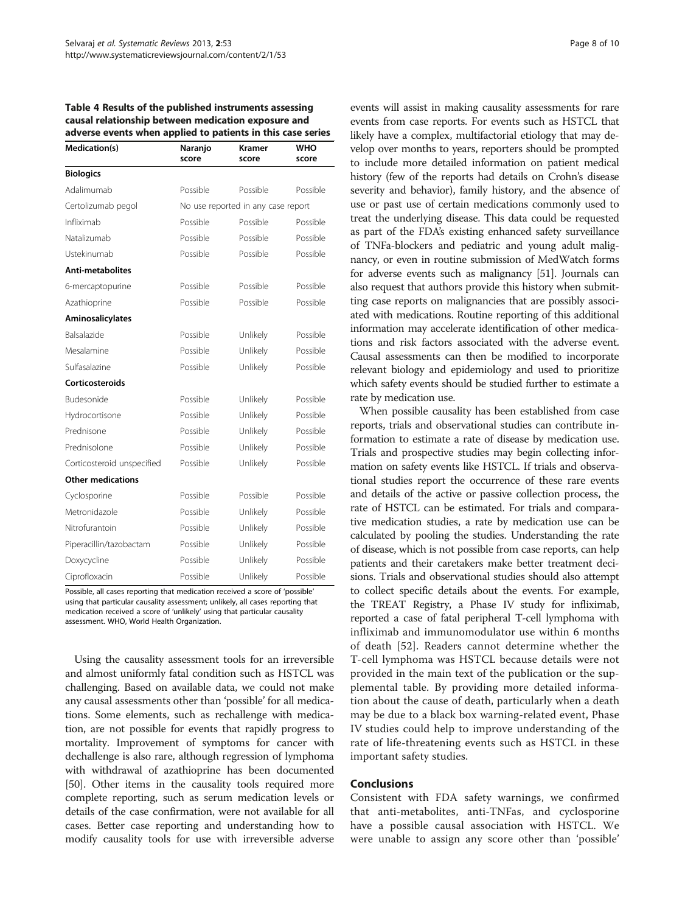**Table 4 Results of the published instruments assessing causal relationship between medication exposure and adverse events when applied to patients in this case series**

| Medication(s) | Naranjo score | Kramer score | WHO score |
|---|---|---|---|
| **Biologics** | | | |
| Adalimumab | Possible | Possible | Possible |
| Certolizumab pegol | No use reported in any case report | | |
| Infliximab | Possible | Possible | Possible |
| Natalizumab | Possible | Possible | Possible |
| Ustekinumab | Possible | Possible | Possible |
| **Anti-metabolites** | | | |
| 6-mercaptopurine | Possible | Possible | Possible |
| Azathioprine | Possible | Possible | Possible |
| **Aminosalicylates** | | | |
| Balsalazide | Possible | Unlikely | Possible |
| Mesalamine | Possible | Unlikely | Possible |
| Sulfasalazine | Possible | Unlikely | Possible |
| **Corticosteroids** | | | |
| Budesonide | Possible | Unlikely | Possible |
| Hydrocortisone | Possible | Unlikely | Possible |
| Prednisone | Possible | Unlikely | Possible |
| Prednisolone | Possible | Unlikely | Possible |
| Corticosteroid unspecified | Possible | Unlikely | Possible |
| **Other medications** | | | |
| Cyclosporine | Possible | Possible | Possible |
| Metronidazole | Possible | Unlikely | Possible |
| Nitrofurantoin | Possible | Unlikely | Possible |
| Piperacillin/tazobactam | Possible | Unlikely | Possible |
| Doxycycline | Possible | Unlikely | Possible |
| Ciprofloxacin | Possible | Unlikely | Possible |

Possible, all cases reporting that medication received a score of 'possible' using that particular causality assessment; unlikely, all cases reporting that medication received a score of 'unlikely' using that particular causality assessment. WHO, World Health Organization.

Using the causality assessment tools for an irreversible and almost uniformly fatal condition such as HSTCL was challenging. Based on available data, we could not make any causal assessments other than 'possible' for all medications. Some elements, such as rechallenge with medication, are not possible for events that rapidly progress to mortality. Improvement of symptoms for cancer with dechallenge is also rare, although regression of lymphoma with withdrawal of azathioprine has been documented [50]. Other items in the causality tools required more complete reporting, such as serum medication levels or details of the case confirmation, were not available for all cases. Better case reporting and understanding how to modify causality tools for use with irreversible adverse events will assist in making causality assessments for rare events from case reports. For events such as HSTCL that likely have a complex, multifactorial etiology that may develop over months to years, reporters should be prompted to include more detailed information on patient medical history (few of the reports had details on Crohn's disease severity and behavior), family history, and the absence of use or past use of certain medications commonly used to treat the underlying disease. This data could be requested as part of the FDA's existing enhanced safety surveillance of TNFa-blockers and pediatric and young adult malignancy, or even in routine submission of MedWatch forms for adverse events such as malignancy [51]. Journals can also request that authors provide this history when submitting case reports on malignancies that are possibly associated with medications. Routine reporting of this additional information may accelerate identification of other medications and risk factors associated with the adverse event. Causal assessments can then be modified to incorporate relevant biology and epidemiology and used to prioritize which safety events should be studied further to estimate a rate by medication use.

When possible causality has been established from case reports, trials and observational studies can contribute information to estimate a rate of disease by medication use. Trials and prospective studies may begin collecting information on safety events like HSTCL. If trials and observational studies report the occurrence of these rare events and details of the active or passive collection process, the rate of HSTCL can be estimated. For trials and comparative medication studies, a rate by medication use can be calculated by pooling the studies. Understanding the rate of disease, which is not possible from case reports, can help patients and their caretakers make better treatment decisions. Trials and observational studies should also attempt to collect specific details about the events. For example, the TREAT Registry, a Phase IV study for infliximab, reported a case of fatal peripheral T-cell lymphoma with infliximab and immunomodulator use within 6 months of death [52]. Readers cannot determine whether the T-cell lymphoma was HSTCL because details were not provided in the main text of the publication or the supplemental table. By providing more detailed information about the cause of death, particularly when a death may be due to a black box warning-related event, Phase IV studies could help to improve understanding of the rate of life-threatening events such as HSTCL in these important safety studies.

## Conclusions

Consistent with FDA safety warnings, we confirmed that anti-metabolites, anti-TNFas, and cyclosporine have a possible causal association with HSTCL. We were unable to assign any score other than 'possible'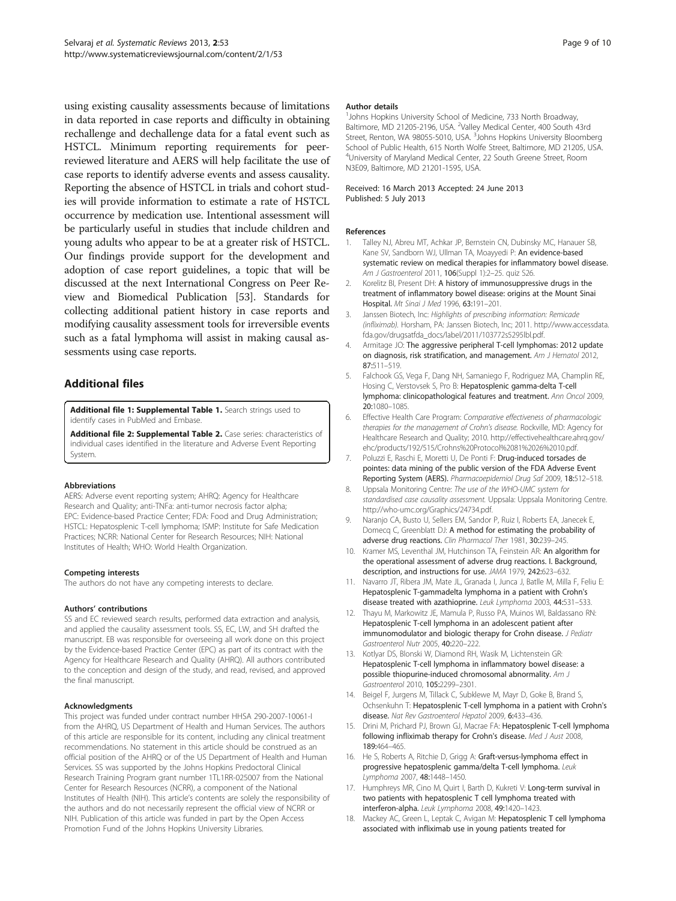using existing causality assessments because of limitations in data reported in case reports and difficulty in obtaining rechallenge and dechallenge data for a fatal event such as HSTCL. Minimum reporting requirements for peer-reviewed literature and AERS will help facilitate the use of case reports to identify adverse events and assess causality. Reporting the absence of HSTCL in trials and cohort studies will provide information to estimate a rate of HSTCL occurrence by medication use. Intentional assessment will be particularly useful in studies that include children and young adults who appear to be at a greater risk of HSTCL. Our findings provide support for the development and adoption of case report guidelines, a topic that will be discussed at the next International Congress on Peer Review and Biomedical Publication [53]. Standards for collecting additional patient history in case reports and modifying causality assessment tools for irreversible events such as a fatal lymphoma will assist in making causal assessments using case reports.

## Additional files

**Additional file 1: Supplemental Table 1.** Search strings used to identify cases in PubMed and Embase.

**Additional file 2: Supplemental Table 2.** Case series: characteristics of individual cases identified in the literature and Adverse Event Reporting System.

#### Abbreviations

AERS: Adverse event reporting system; AHRQ: Agency for Healthcare Research and Quality; anti-TNFa: anti-tumor necrosis factor alpha; EPC: Evidence-based Practice Center; FDA: Food and Drug Administration; HSTCL: Hepatosplenic T-cell lymphoma; ISMP: Institute for Safe Medication Practices; NCRR: National Center for Research Resources; NIH: National Institutes of Health; WHO: World Health Organization.

#### Competing interests

The authors do not have any competing interests to declare.

#### Authors' contributions

SS and EC reviewed search results, performed data extraction and analysis, and applied the causality assessment tools. SS, EC, LW, and SH drafted the manuscript. EB was responsible for overseeing all work done on this project by the Evidence-based Practice Center (EPC) as part of its contract with the Agency for Healthcare Research and Quality (AHRQ). All authors contributed to the conception and design of the study, and read, revised, and approved the final manuscript.

#### Acknowledgments

This project was funded under contract number HHSA 290-2007-10061-I from the AHRQ, US Department of Health and Human Services. The authors of this article are responsible for its content, including any clinical treatment recommendations. No statement in this article should be construed as an official position of the AHRQ or of the US Department of Health and Human Services. SS was supported by the Johns Hopkins Predoctoral Clinical Research Training Program grant number 1TL1RR-025007 from the National Center for Research Resources (NCRR), a component of the National Institutes of Health (NIH). This article's contents are solely the responsibility of the authors and do not necessarily represent the official view of NCRR or NIH. Publication of this article was funded in part by the Open Access Promotion Fund of the Johns Hopkins University Libraries.

#### Author details

[1]Johns Hopkins University School of Medicine, 733 North Broadway, Baltimore, MD 21205-2196, USA. [2]Valley Medical Center, 400 South 43rd Street, Renton, WA 98055-5010, USA. [3]Johns Hopkins University Bloomberg School of Public Health, 615 North Wolfe Street, Baltimore, MD 21205, USA. [4]University of Maryland Medical Center, 22 South Greene Street, Room N3E09, Baltimore, MD 21201-1595, USA.

Received: 16 March 2013 Accepted: 24 June 2013
Published: 5 July 2013

#### References

1. Talley NJ, Abreu MT, Achkar JP, Bernstein CN, Dubinsky MC, Hanauer SB, Kane SV, Sandborn WJ, Ullman TA, Moayyedi P: **An evidence-based systematic review on medical therapies for inflammatory bowel disease.** *Am J Gastroenterol* 2011, **106**(Suppl 1):2–25. quiz S26.
2. Korelitz BI, Present DH: **A history of immunosuppressive drugs in the treatment of inflammatory bowel disease: origins at the Mount Sinai Hospital.** *Mt Sinai J Med* 1996, **63:**191–201.
3. Janssen Biotech, Inc: *Highlights of prescribing information: Remicade (infliximab).* Horsham, PA: Janssen Biotech, Inc; 2011. http://www.accessdata.fda.gov/drugsatfda_docs/label/2011/103772s5295lbl.pdf.
4. Armitage JO: **The aggressive peripheral T-cell lymphomas: 2012 update on diagnosis, risk stratification, and management.** *Am J Hematol* 2012, **87:**511–519.
5. Falchook GS, Vega F, Dang NH, Samaniego F, Rodriguez MA, Champlin RE, Hosing C, Verstovsek S, Pro B: **Hepatosplenic gamma-delta T-cell lymphoma: clinicopathological features and treatment.** *Ann Oncol* 2009, **20:**1080–1085.
6. Effective Health Care Program: *Comparative effectiveness of pharmacologic therapies for the management of Crohn's disease.* Rockville, MD: Agency for Healthcare Research and Quality; 2010. http://effectivehealthcare.ahrq.gov/ehc/products/192/515/Crohns%20Protocol%2081%2026%2010.pdf.
7. Poluzzi E, Raschi E, Moretti U, De Ponti F: **Drug-induced torsades de pointes: data mining of the public version of the FDA Adverse Event Reporting System (AERS).** *Pharmacoepidemiol Drug Saf* 2009, **18:**512–518.
8. Uppsala Monitoring Centre: *The use of the WHO-UMC system for standardised case causality assessment.* Uppsala: Uppsala Monitoring Centre. http://who-umc.org/Graphics/24734.pdf.
9. Naranjo CA, Busto U, Sellers EM, Sandor P, Ruiz I, Roberts EA, Janecek E, Domecq C, Greenblatt DJ: **A method for estimating the probability of adverse drug reactions.** *Clin Pharmacol Ther* 1981, **30:**239–245.
10. Kramer MS, Leventhal JM, Hutchinson TA, Feinstein AR: **An algorithm for the operational assessment of adverse drug reactions. I. Background, description, and instructions for use.** *JAMA* 1979, **242:**623–632.
11. Navarro JT, Ribera JM, Mate JL, Granada I, Junca J, Batlle M, Milla F, Feliu E: **Hepatosplenic T-gammadelta lymphoma in a patient with Crohn's disease treated with azathioprine.** *Leuk Lymphoma* 2003, **44:**531–533.
12. Thayu M, Markowitz JE, Mamula P, Russo PA, Muinos WI, Baldassano RN: **Hepatosplenic T-cell lymphoma in an adolescent patient after immunomodulator and biologic therapy for Crohn disease.** *J Pediatr Gastroenterol Nutr* 2005, **40:**220–222.
13. Kotlyar DS, Blonski W, Diamond RH, Wasik M, Lichtenstein GR: **Hepatosplenic T-cell lymphoma in inflammatory bowel disease: a possible thiopurine-induced chromosomal abnormality.** *Am J Gastroenterol* 2010, **105:**2299–2301.
14. Beigel F, Jurgens M, Tillack C, Subklewe M, Mayr D, Goke B, Brand S, Ochsenkuhn T: **Hepatosplenic T-cell lymphoma in a patient with Crohn's disease.** *Nat Rev Gastroenterol Hepatol* 2009, **6:**433–436.
15. Drini M, Prichard PJ, Brown GJ, Macrae FA: **Hepatosplenic T-cell lymphoma following infliximab therapy for Crohn's disease.** *Med J Aust* 2008, **189:**464–465.
16. He S, Roberts A, Ritchie D, Grigg A: **Graft-versus-lymphoma effect in progressive hepatosplenic gamma/delta T-cell lymphoma.** *Leuk Lymphoma* 2007, **48:**1448–1450.
17. Humphreys MR, Cino M, Quirt I, Barth D, Kukreti V: **Long-term survival in two patients with hepatosplenic T cell lymphoma treated with interferon-alpha.** *Leuk Lymphoma* 2008, **49:**1420–1423.
18. Mackey AC, Green L, Leptak C, Avigan M: **Hepatosplenic T cell lymphoma associated with infliximab use in young patients treated for**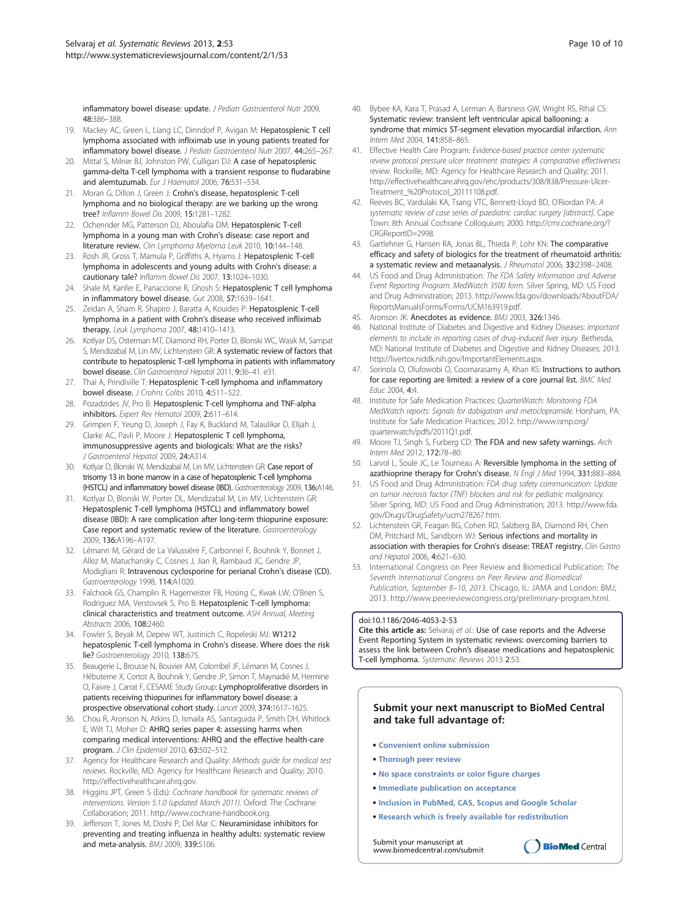inflammatory bowel disease: update. *J Pediatr Gastroenterol Nutr* 2009, **48**:386–388.

19. Mackey AC, Green L, Liang LC, Dinndorf P, Avigan M: **Hepatosplenic T cell lymphoma associated with infliximab use in young patients treated for inflammatory bowel disease.** *J Pediatr Gastroenterol Nutr* 2007, **44**:265–267.
20. Mittal S, Milner BJ, Johnston PW, Culligan DJ: **A case of hepatosplenic gamma-delta T-cell lymphoma with a transient response to fludarabine and alemtuzumab.** *Eur J Haematol* 2006, **76**:531–534.
21. Moran G, Dillon J, Green J: **Crohn's disease, hepatosplenic T-cell lymphoma and no biological therapy: are we barking up the wrong tree?** *Inflamm Bowel Dis* 2009, **15**:1281–1282.
22. Ochenrider MG, Patterson DJ, Aboulafia DM: **Hepatosplenic T-cell lymphoma in a young man with Crohn's disease: case report and literature review.** *Clin Lymphoma Myeloma Leuk* 2010, **10**:144–148.
23. Rosh JR, Gross T, Mamula P, Griffiths A, Hyams J: **Hepatosplenic T-cell lymphoma in adolescents and young adults with Crohn's disease: a cautionary tale?** *Inflamm Bowel Dis* 2007, **13**:1024–1030.
24. Shale M, Kanfer E, Panaccione R, Ghosh S: **Hepatosplenic T cell lymphoma in inflammatory bowel disease.** *Gut* 2008, **57**:1639–1641.
25. Zeidan A, Sham R, Shapiro J, Baratta A, Kouides P: **Hepatosplenic T-cell lymphoma in a patient with Crohn's disease who received infliximab therapy.** *Leuk Lymphoma* 2007, **48**:1410–1413.
26. Kotlyar DS, Osterman MT, Diamond RH, Porter D, Blonski WC, Wasik M, Sampat S, Mendizabal M, Lin MV, Lichtenstein GR: **A systematic review of factors that contribute to hepatosplenic T-cell lymphoma in patients with inflammatory bowel disease.** *Clin Gastroenterol Hepatol* 2011, **9**:36–41. e31.
27. Thai A, Prindiville T: **Hepatosplenic T-cell lymphoma and inflammatory bowel disease.** *J Crohns Colitis* 2010, **4**:511–522.
28. Pozadzides JV, Pro B: **Hepatosplenic T-cell lymphoma and TNF-alpha inhibitors.** *Expert Rev Hematol* 2009, **2**:611–614.
29. Grimpen F, Yeung D, Joseph J, Fay K, Buckland M, Talaulikar D, Elijah J, Clarke AC, Pavli P, Moore J: **Hepatosplenic T cell lymphoma, immunosuppressive agents and biologicals: What are the risks?** *J Gastroenterol Hepatol* 2009, **24**:A314.
30. Kotlyar D, Blonski W, Mendizabal M, Lin MV, Lichtenstein GR: **Case report of trisomy 13 in bone marrow in a case of hepatosplenic T-cell lymphoma (HSTCL) and inflammatory bowel disease (IBD).** *Gastroenterology* 2009, **136**:A146.
31. Kotlyar D, Blonski W, Porter DL, Mendizabal M, Lin MV, Lichtenstein GR: **Hepatosplenic T-cell lymphoma (HSTCL) and inflammatory bowel disease (IBD): A rare complication after long-term thiopurine exposure: Case report and systematic review of the literature.** *Gastroenterology* 2009, **136**:A196–A197.
32. Lémann M, Gérard de La Valussière F, Carbonnel F, Bouhnik Y, Bonnet J, Allez M, Matuchansky C, Cosnes J, Jian R, Rambaud JC, Gendre JP, Modigliani R: **Intravenous cyclosporine for perianal Crohn's disease (CD).** *Gastroenterology* 1998, **114**:A1020.
33. Falchook GS, Champlin R, Hagemeister FB, Hosing C, Kwak LW, O'Brien S, Rodriguez MA, Verstovsek S, Pro B: **Hepatosplenic T-cell lymphoma: clinical characteristics and treatment outcome.** *ASH Annual, Meeting Abstracts* 2006, **108**:2460.
34. Fowler S, Beyak M, Depew WT, Justinich C, Ropeleski MJ: **W1212 hepatosplenic T-cell lymphoma in Crohn's disease. Where does the risk lie?** *Gastroenterology* 2010, **138**:675.
35. Beaugerie L, Brousse N, Bouvier AM, Colombel JF, Lémann M, Cosnes J, Hébuterne X, Cortot A, Bouhnik Y, Gendre JP, Simon T, Maynadié M, Hermine O, Faivre J, Carrat F, CESAME Study Group: **Lymphoproliferative disorders in patients receiving thiopurines for inflammatory bowel disease: a prospective observational cohort study.** *Lancet* 2009, **374**:1617–1625.
36. Chou R, Aronson N, Atkins D, Ismaila AS, Santaguida P, Smith DH, Whitlock E, Wilt TJ, Moher D: **AHRQ series paper 4: assessing harms when comparing medical interventions: AHRQ and the effective health-care program.** *J Clin Epidemiol* 2010, **63**:502–512.
37. Agency for Healthcare Research and Quality: *Methods guide for medical test reviews.* Rockville, MD: Agency for Healthcare Research and Quality; 2010. http://effectivehealthcare.ahrq.gov.
38. Higgins JPT, Green S (Eds): *Cochrane handbook for systematic reviews of interventions. Version 5.1.0 (updated March 2011).* Oxford: The Cochrane Collaboration; 2011. http://www.cochrane-handbook.org.
39. Jefferson T, Jones M, Doshi P, Del Mar C: **Neuraminidase inhibitors for preventing and treating influenza in healthy adults: systematic review and meta-analysis.** *BMJ* 2009, **339**:5106.
40. Bybee KA, Kara T, Prasad A, Lerman A, Barsness GW, Wright RS, Rihal CS: **Systematic review: transient left ventricular apical ballooning: a syndrome that mimics ST-segment elevation myocardial infarction.** *Ann Intern Med* 2004, **141**:858–865.
41. Effective Health Care Program: *Evidence-based practice center systematic review protocol pressure ulcer treatment strategies: A comparative effectiveness review.* Rockville, MD: Agency for Healthcare Research and Quality; 2011. http://effectivehealthcare.ahrq.gov/ehc/products/308/838/Pressure-Ulcer-Treatment_%20Protocol_20111108.pdf.
42. Reeves BC, Vardulaki KA, Tsang VTC, Bennett-Lloyd BD, O'Riordan PA: *A systematic review of case series of paediatric cardiac surgery [abstract].* Cape Town: 8th Annual Cochrane Colloquium; 2000. http://cmr.cochrane.org/?CRGReportID=2998.
43. Gartlehner G, Hansen RA, Jonas BL, Thieda P, Lohr KN: **The comparative efficacy and safety of biologics for the treatment of rheumatoid arthritis: a systematic review and metaanalysis.** *J Rheumatol* 2006, **33**:2398–2408.
44. US Food and Drug Administration: *The FDA Safety Information and Adverse Event Reporting Program. MedWatch 3500 form.* Silver Spring, MD: US Food and Drug Administration; 2013. http://www.fda.gov/downloads/AboutFDA/ReportsManualsForms/Forms/UCM163919.pdf.
45. Aronson JK: **Anecdotes as evidence.** *BMJ* 2003, **326**:1346.
46. National Institute of Diabetes and Digestive and Kidney Diseases: *Important elements to include in reporting cases of drug-induced liver injury.* Bethesda, MD: National Institute of Diabetes and Digestive and Kidney Diseases; 2013. http://livertox.niddk.nih.gov/ImportantElements.aspx.
47. Sorinola O, Olufowobi O, Coomarasamy A, Khan KS: **Instructions to authors for case reporting are limited: a review of a core journal list.** *BMC Med Educ* 2004, **4**:4.
48. Institute for Safe Medication Practices: *QuarterWatch: Monitoring FDA MedWatch reports: Signals for dabigatran and metoclopramide.* Horsham, PA: Institute for Safe Medication Practices; 2012. http://www.ismp.org/quarterwatch/pdfs/2011Q1.pdf.
49. Moore TJ, Singh S, Furberg CD: **The FDA and new safety warnings.** *Arch Intern Med* 2012, **172**:78–80.
50. Larvol L, Soule JC, Le Tourneau A: **Reversible lymphoma in the setting of azathioprine therapy for Crohn's disease.** *N Engl J Med* 1994, **331**:883–884.
51. US Food and Drug Administration: *FDA drug safety communication: Update on tumor necrosis factor (TNF) blockers and risk for pediatric malignancy.* Silver Spring, MD: US Food and Drug Administration; 2013. http://www.fda.gov/Drugs/DrugSafety/ucm278267.htm.
52. Lichtenstein GR, Feagan BG, Cohen RD, Salzberg BA, Diamond RH, Chen DM, Pritchard ML, Sandborn WJ: **Serious infections and mortality in association with therapies for Crohn's disease: TREAT registry.** *Clin Gastro and Hepatol* 2006, **4**:621–630.
53. International Congress on Peer Review and Biomedical Publication: *The Seventh International Congress on Peer Review and Biomedical Publication, September 8–10, 2013.* Chicago, IL: JAMA and London: BMJ; 2013. http://www.peerreviewcongress.org/preliminary-program.html.

doi:10.1186/2046-4053-2-53

**Cite this article as:** Selvaraj *et al.*: Use of case reports and the Adverse Event Reporting System in systematic reviews: overcoming barriers to assess the link between Crohn's disease medications and hepatosplenic T-cell lymphoma. *Systematic Reviews* 2013 **2**:53.

**Submit your next manuscript to BioMed Central and take full advantage of:**

- **Convenient online submission**
- **Thorough peer review**
- **No space constraints or color figure charges**
- **Immediate publication on acceptance**
- **Inclusion in PubMed, CAS, Scopus and Google Scholar**
- **Research which is freely available for redistribution**

Submit your manuscript at www.biomedcentral.com/submit

BioMed Central